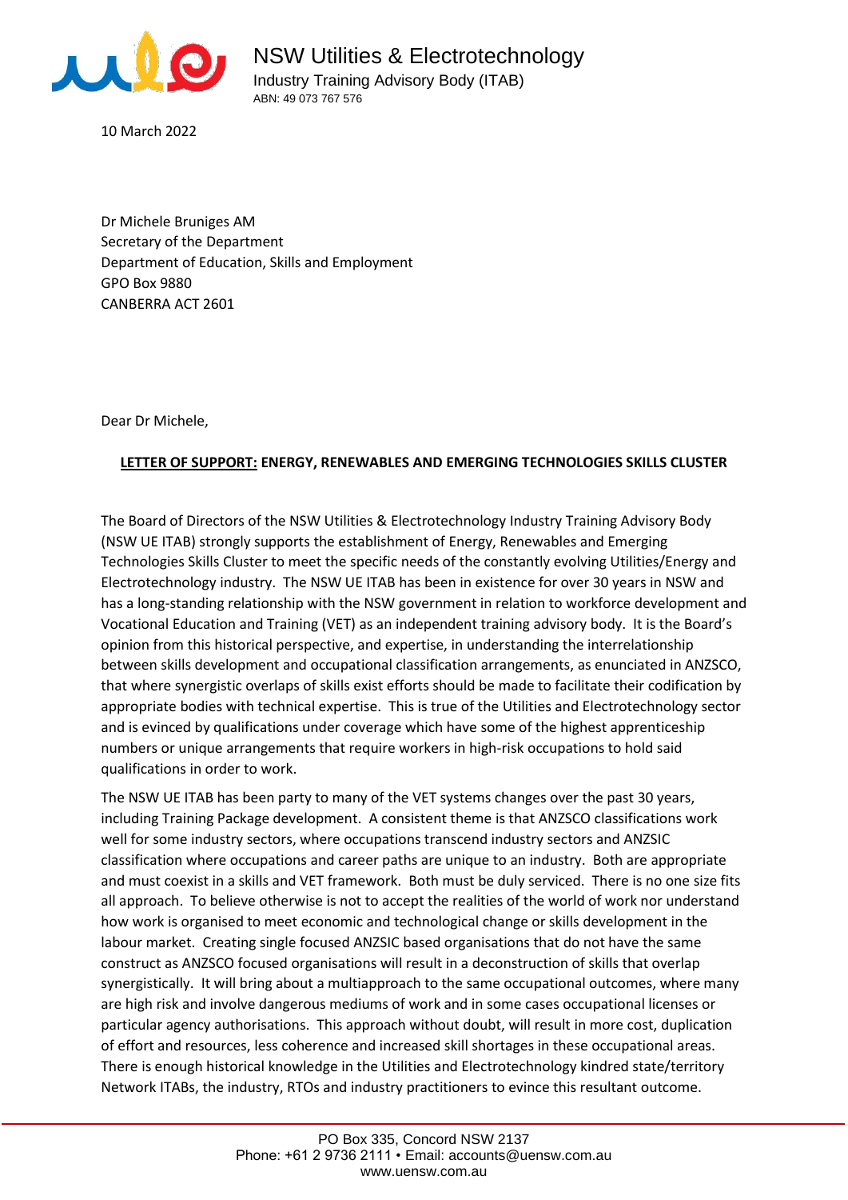# NSW Utilities & Electrotechnology

Industry Training Advisory Body (ITAB)

ABN: 49 073 767 576

10 March 2022

Dr Michele Bruniges AM
Secretary of the Department
Department of Education, Skills and Employment
GPO Box 9880
CANBERRA ACT 2601

Dear Dr Michele,

**LETTER OF SUPPORT: ENERGY, RENEWABLES AND EMERGING TECHNOLOGIES SKILLS CLUSTER**

The Board of Directors of the NSW Utilities & Electrotechnology Industry Training Advisory Body (NSW UE ITAB) strongly supports the establishment of Energy, Renewables and Emerging Technologies Skills Cluster to meet the specific needs of the constantly evolving Utilities/Energy and Electrotechnology industry. The NSW UE ITAB has been in existence for over 30 years in NSW and has a long-standing relationship with the NSW government in relation to workforce development and Vocational Education and Training (VET) as an independent training advisory body. It is the Board's opinion from this historical perspective, and expertise, in understanding the interrelationship between skills development and occupational classification arrangements, as enunciated in ANZSCO, that where synergistic overlaps of skills exist efforts should be made to facilitate their codification by appropriate bodies with technical expertise. This is true of the Utilities and Electrotechnology sector and is evinced by qualifications under coverage which have some of the highest apprenticeship numbers or unique arrangements that require workers in high-risk occupations to hold said qualifications in order to work.

The NSW UE ITAB has been party to many of the VET systems changes over the past 30 years, including Training Package development. A consistent theme is that ANZSCO classifications work well for some industry sectors, where occupations transcend industry sectors and ANZSIC classification where occupations and career paths are unique to an industry. Both are appropriate and must coexist in a skills and VET framework. Both must be duly serviced. There is no one size fits all approach. To believe otherwise is not to accept the realities of the world of work nor understand how work is organised to meet economic and technological change or skills development in the labour market. Creating single focused ANZSIC based organisations that do not have the same construct as ANZSCO focused organisations will result in a deconstruction of skills that overlap synergistically. It will bring about a multiapproach to the same occupational outcomes, where many are high risk and involve dangerous mediums of work and in some cases occupational licenses or particular agency authorisations. This approach without doubt, will result in more cost, duplication of effort and resources, less coherence and increased skill shortages in these occupational areas. There is enough historical knowledge in the Utilities and Electrotechnology kindred state/territory Network ITABs, the industry, RTOs and industry practitioners to evince this resultant outcome.

PO Box 335, Concord NSW 2137
Phone: +61 2 9736 2111 • Email: accounts@uensw.com.au
www.uensw.com.au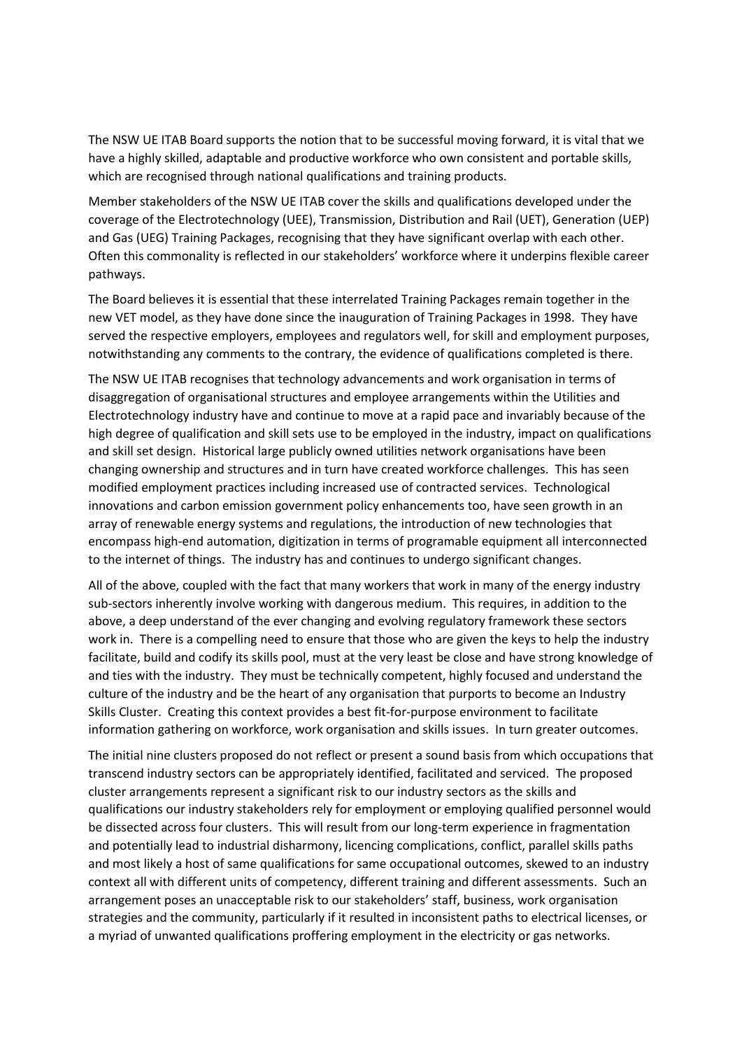The NSW UE ITAB Board supports the notion that to be successful moving forward, it is vital that we have a highly skilled, adaptable and productive workforce who own consistent and portable skills, which are recognised through national qualifications and training products.

Member stakeholders of the NSW UE ITAB cover the skills and qualifications developed under the coverage of the Electrotechnology (UEE), Transmission, Distribution and Rail (UET), Generation (UEP) and Gas (UEG) Training Packages, recognising that they have significant overlap with each other. Often this commonality is reflected in our stakeholders' workforce where it underpins flexible career pathways.

The Board believes it is essential that these interrelated Training Packages remain together in the new VET model, as they have done since the inauguration of Training Packages in 1998. They have served the respective employers, employees and regulators well, for skill and employment purposes, notwithstanding any comments to the contrary, the evidence of qualifications completed is there.

The NSW UE ITAB recognises that technology advancements and work organisation in terms of disaggregation of organisational structures and employee arrangements within the Utilities and Electrotechnology industry have and continue to move at a rapid pace and invariably because of the high degree of qualification and skill sets use to be employed in the industry, impact on qualifications and skill set design. Historical large publicly owned utilities network organisations have been changing ownership and structures and in turn have created workforce challenges. This has seen modified employment practices including increased use of contracted services. Technological innovations and carbon emission government policy enhancements too, have seen growth in an array of renewable energy systems and regulations, the introduction of new technologies that encompass high-end automation, digitization in terms of programable equipment all interconnected to the internet of things. The industry has and continues to undergo significant changes.

All of the above, coupled with the fact that many workers that work in many of the energy industry sub-sectors inherently involve working with dangerous medium. This requires, in addition to the above, a deep understand of the ever changing and evolving regulatory framework these sectors work in. There is a compelling need to ensure that those who are given the keys to help the industry facilitate, build and codify its skills pool, must at the very least be close and have strong knowledge of and ties with the industry. They must be technically competent, highly focused and understand the culture of the industry and be the heart of any organisation that purports to become an Industry Skills Cluster. Creating this context provides a best fit-for-purpose environment to facilitate information gathering on workforce, work organisation and skills issues. In turn greater outcomes.

The initial nine clusters proposed do not reflect or present a sound basis from which occupations that transcend industry sectors can be appropriately identified, facilitated and serviced. The proposed cluster arrangements represent a significant risk to our industry sectors as the skills and qualifications our industry stakeholders rely for employment or employing qualified personnel would be dissected across four clusters. This will result from our long-term experience in fragmentation and potentially lead to industrial disharmony, licencing complications, conflict, parallel skills paths and most likely a host of same qualifications for same occupational outcomes, skewed to an industry context all with different units of competency, different training and different assessments. Such an arrangement poses an unacceptable risk to our stakeholders' staff, business, work organisation strategies and the community, particularly if it resulted in inconsistent paths to electrical licenses, or a myriad of unwanted qualifications proffering employment in the electricity or gas networks.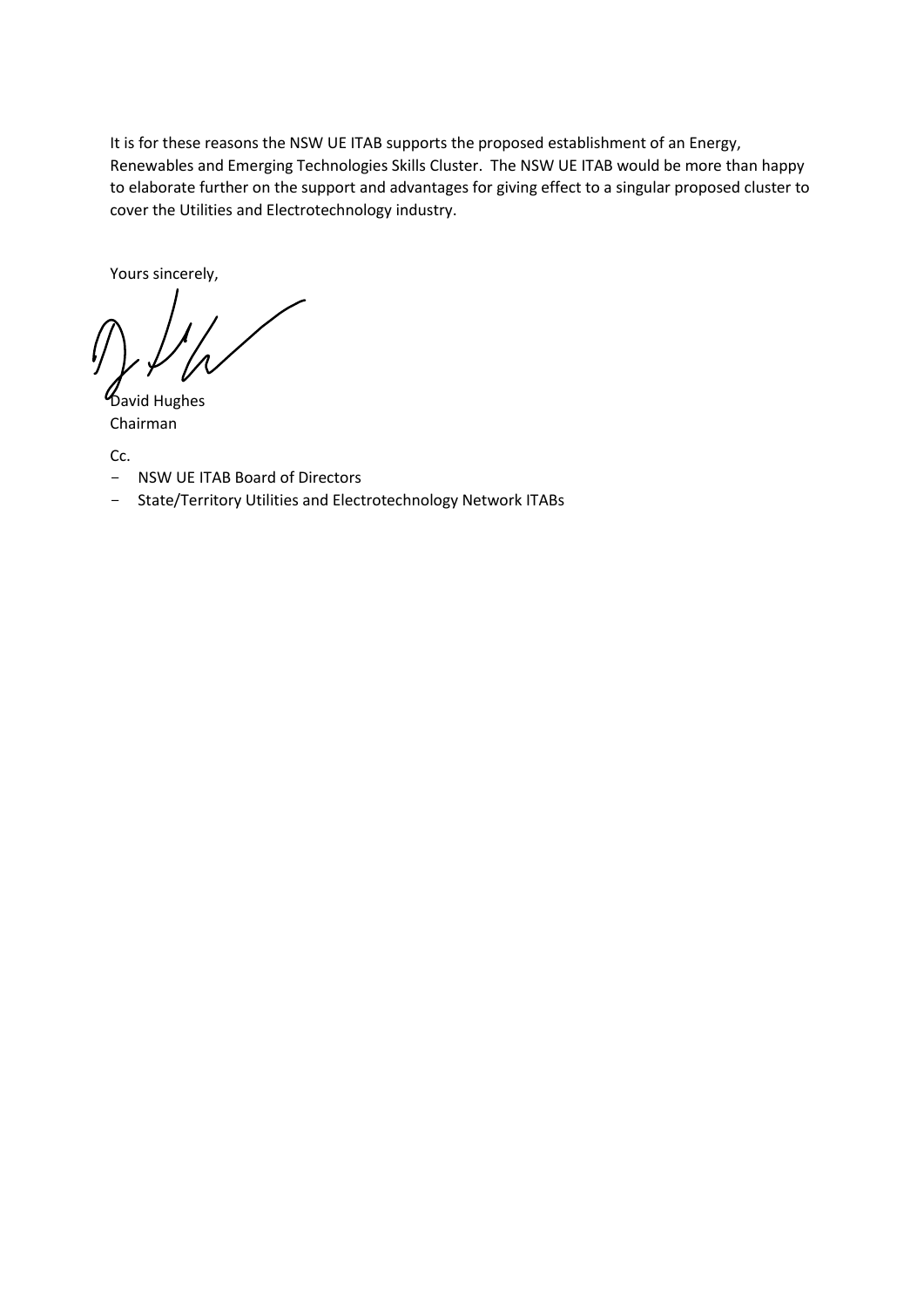It is for these reasons the NSW UE ITAB supports the proposed establishment of an Energy, Renewables and Emerging Technologies Skills Cluster. The NSW UE ITAB would be more than happy to elaborate further on the support and advantages for giving effect to a singular proposed cluster to cover the Utilities and Electrotechnology industry.

Yours sincerely,

David Hughes
Chairman

Cc.

- NSW UE ITAB Board of Directors
- State/Territory Utilities and Electrotechnology Network ITABs